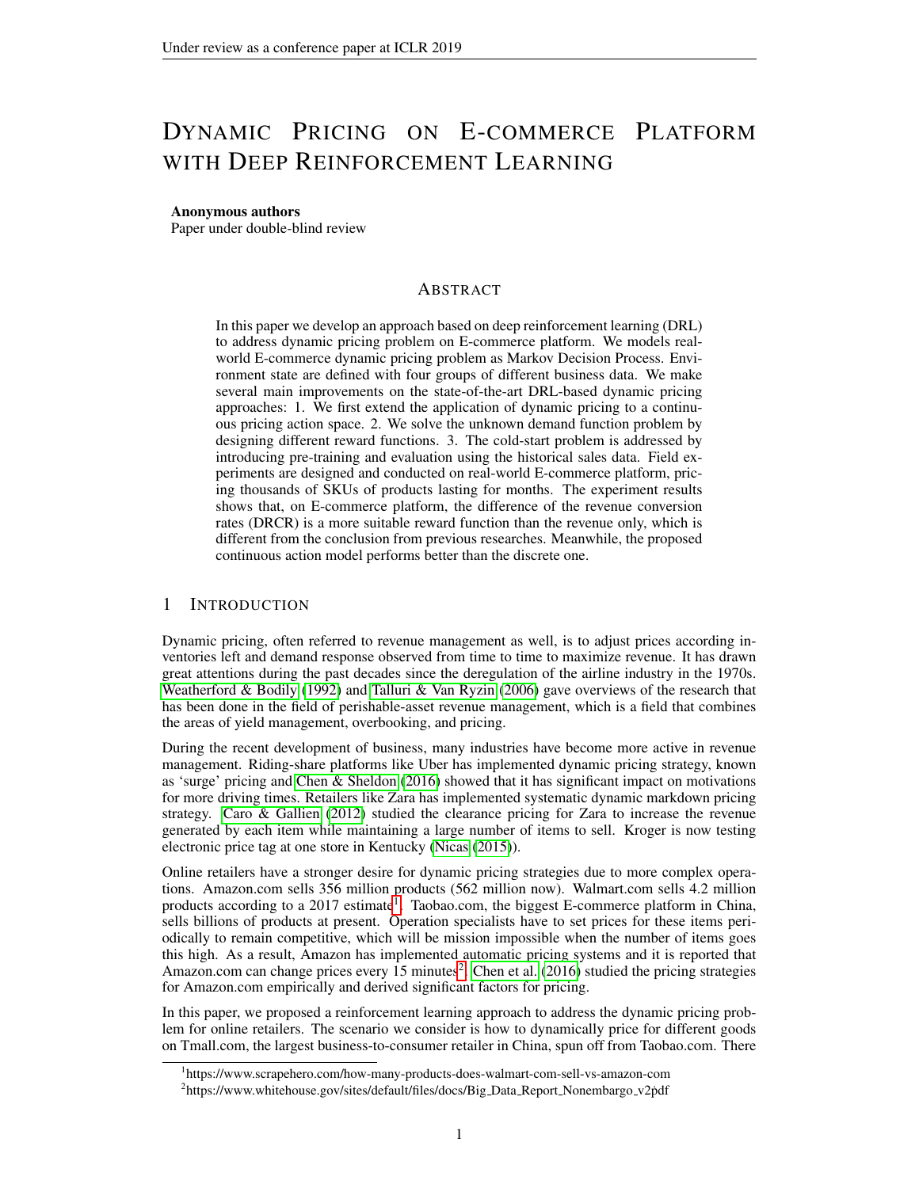# Dynamic Pricing on E-commerce Platform with Deep Reinforcement Learning

**Anonymous authors**
Paper under double-blind review

## Abstract

In this paper we develop an approach based on deep reinforcement learning (DRL) to address dynamic pricing problem on E-commerce platform. We models real-world E-commerce dynamic pricing problem as Markov Decision Process. Environment state are defined with four groups of different business data. We make several main improvements on the state-of-the-art DRL-based dynamic pricing approaches: 1. We first extend the application of dynamic pricing to a continuous pricing action space. 2. We solve the unknown demand function problem by designing different reward functions. 3. The cold-start problem is addressed by introducing pre-training and evaluation using the historical sales data. Field experiments are designed and conducted on real-world E-commerce platform, pricing thousands of SKUs of products lasting for months. The experiment results shows that, on E-commerce platform, the difference of the revenue conversion rates (DRCR) is a more suitable reward function than the revenue only, which is different from the conclusion from previous researches. Meanwhile, the proposed continuous action model performs better than the discrete one.

## 1 Introduction

Dynamic pricing, often referred to revenue management as well, is to adjust prices according inventories left and demand response observed from time to time to maximize revenue. It has drawn great attentions during the past decades since the deregulation of the airline industry in the 1970s. Weatherford & Bodily (1992) and Talluri & Van Ryzin (2006) gave overviews of the research that has been done in the field of perishable-asset revenue management, which is a field that combines the areas of yield management, overbooking, and pricing.

During the recent development of business, many industries have become more active in revenue management. Riding-share platforms like Uber has implemented dynamic pricing strategy, known as 'surge' pricing and Chen & Sheldon (2016) showed that it has significant impact on motivations for more driving times. Retailers like Zara has implemented systematic dynamic markdown pricing strategy. Caro & Gallien (2012) studied the clearance pricing for Zara to increase the revenue generated by each item while maintaining a large number of items to sell. Kroger is now testing electronic price tag at one store in Kentucky (Nicas (2015)).

Online retailers have a stronger desire for dynamic pricing strategies due to more complex operations. Amazon.com sells 356 million products (562 million now). Walmart.com sells 4.2 million products according to a 2017 estimate[1]. Taobao.com, the biggest E-commerce platform in China, sells billions of products at present. Operation specialists have to set prices for these items periodically to remain competitive, which will be mission impossible when the number of items goes this high. As a result, Amazon has implemented automatic pricing systems and it is reported that Amazon.com can change prices every 15 minutes[2]. Chen et al. (2016) studied the pricing strategies for Amazon.com empirically and derived significant factors for pricing.

In this paper, we proposed a reinforcement learning approach to address the dynamic pricing problem for online retailers. The scenario we consider is how to dynamically price for different goods on Tmall.com, the largest business-to-consumer retailer in China, spun off from Taobao.com. There

[1] https://www.scrapehero.com/how-many-products-does-walmart-com-sell-vs-amazon-com

[2] https://www.whitehouse.gov/sites/default/files/docs/Big_Data_Report_Nonembargo_v2pdf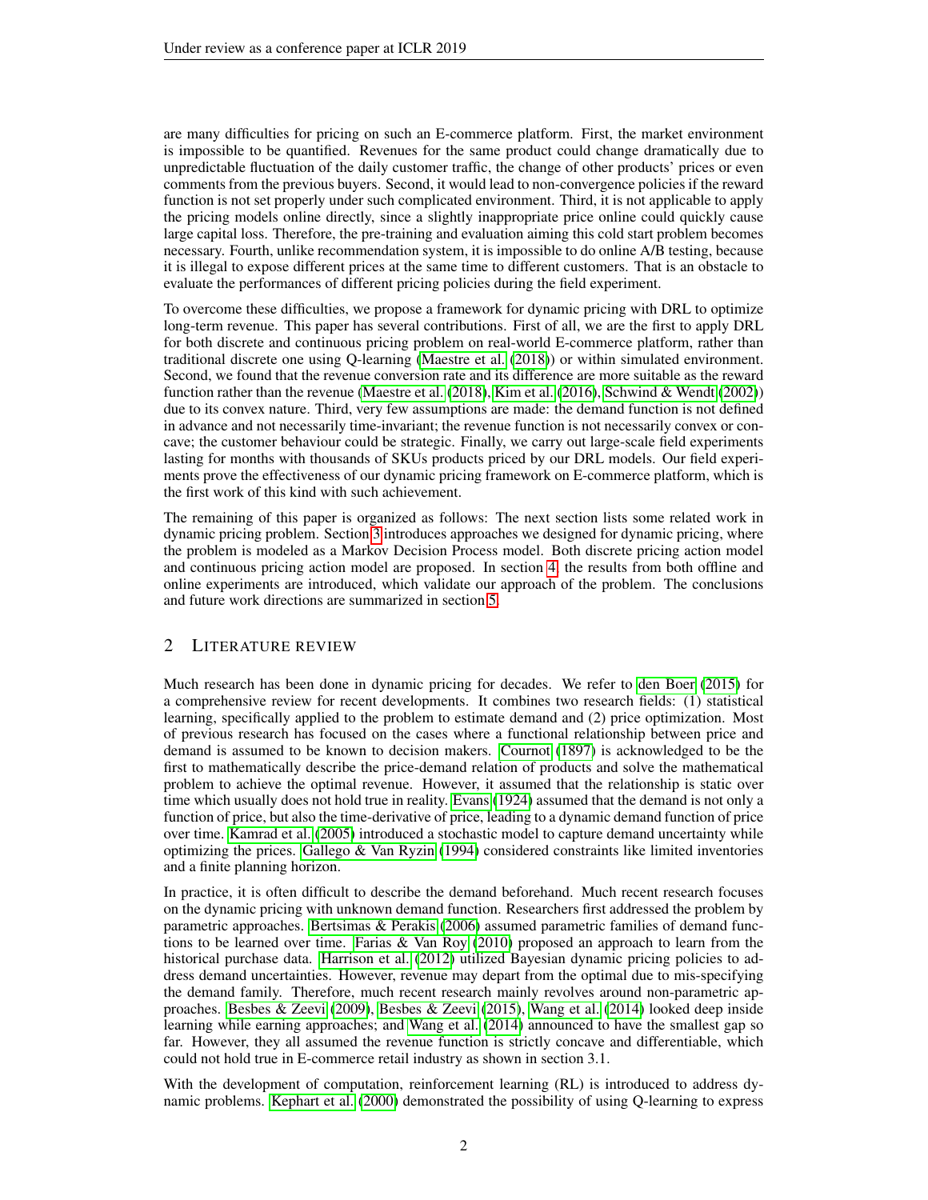are many difficulties for pricing on such an E-commerce platform. First, the market environment is impossible to be quantified. Revenues for the same product could change dramatically due to unpredictable fluctuation of the daily customer traffic, the change of other products' prices or even comments from the previous buyers. Second, it would lead to non-convergence policies if the reward function is not set properly under such complicated environment. Third, it is not applicable to apply the pricing models online directly, since a slightly inappropriate price online could quickly cause large capital loss. Therefore, the pre-training and evaluation aiming this cold start problem becomes necessary. Fourth, unlike recommendation system, it is impossible to do online A/B testing, because it is illegal to expose different prices at the same time to different customers. That is an obstacle to evaluate the performances of different pricing policies during the field experiment.

To overcome these difficulties, we propose a framework for dynamic pricing with DRL to optimize long-term revenue. This paper has several contributions. First of all, we are the first to apply DRL for both discrete and continuous pricing problem on real-world E-commerce platform, rather than traditional discrete one using Q-learning (Maestre et al. (2018)) or within simulated environment. Second, we found that the revenue conversion rate and its difference are more suitable as the reward function rather than the revenue (Maestre et al. (2018), Kim et al. (2016), Schwind & Wendt (2002)) due to its convex nature. Third, very few assumptions are made: the demand function is not defined in advance and not necessarily time-invariant; the revenue function is not necessarily convex or concave; the customer behaviour could be strategic. Finally, we carry out large-scale field experiments lasting for months with thousands of SKUs products priced by our DRL models. Our field experiments prove the effectiveness of our dynamic pricing framework on E-commerce platform, which is the first work of this kind with such achievement.

The remaining of this paper is organized as follows: The next section lists some related work in dynamic pricing problem. Section 3 introduces approaches we designed for dynamic pricing, where the problem is modeled as a Markov Decision Process model. Both discrete pricing action model and continuous pricing action model are proposed. In section 4, the results from both offline and online experiments are introduced, which validate our approach of the problem. The conclusions and future work directions are summarized in section 5.

## 2 Literature review

Much research has been done in dynamic pricing for decades. We refer to den Boer (2015) for a comprehensive review for recent developments. It combines two research fields: (1) statistical learning, specifically applied to the problem to estimate demand and (2) price optimization. Most of previous research has focused on the cases where a functional relationship between price and demand is assumed to be known to decision makers. Cournot (1897) is acknowledged to be the first to mathematically describe the price-demand relation of products and solve the mathematical problem to achieve the optimal revenue. However, it assumed that the relationship is static over time which usually does not hold true in reality. Evans (1924) assumed that the demand is not only a function of price, but also the time-derivative of price, leading to a dynamic demand function of price over time. Kamrad et al. (2005) introduced a stochastic model to capture demand uncertainty while optimizing the prices. Gallego & Van Ryzin (1994) considered constraints like limited inventories and a finite planning horizon.

In practice, it is often difficult to describe the demand beforehand. Much recent research focuses on the dynamic pricing with unknown demand function. Researchers first addressed the problem by parametric approaches. Bertsimas & Perakis (2006) assumed parametric families of demand functions to be learned over time. Farias & Van Roy (2010) proposed an approach to learn from the historical purchase data. Harrison et al. (2012) utilized Bayesian dynamic pricing policies to address demand uncertainties. However, revenue may depart from the optimal due to mis-specifying the demand family. Therefore, much recent research mainly revolves around non-parametric approaches. Besbes & Zeevi (2009), Besbes & Zeevi (2015), Wang et al. (2014) looked deep inside learning while earning approaches; and Wang et al. (2014) announced to have the smallest gap so far. However, they all assumed the revenue function is strictly concave and differentiable, which could not hold true in E-commerce retail industry as shown in section 3.1.

With the development of computation, reinforcement learning (RL) is introduced to address dynamic problems. Kephart et al. (2000) demonstrated the possibility of using Q-learning to express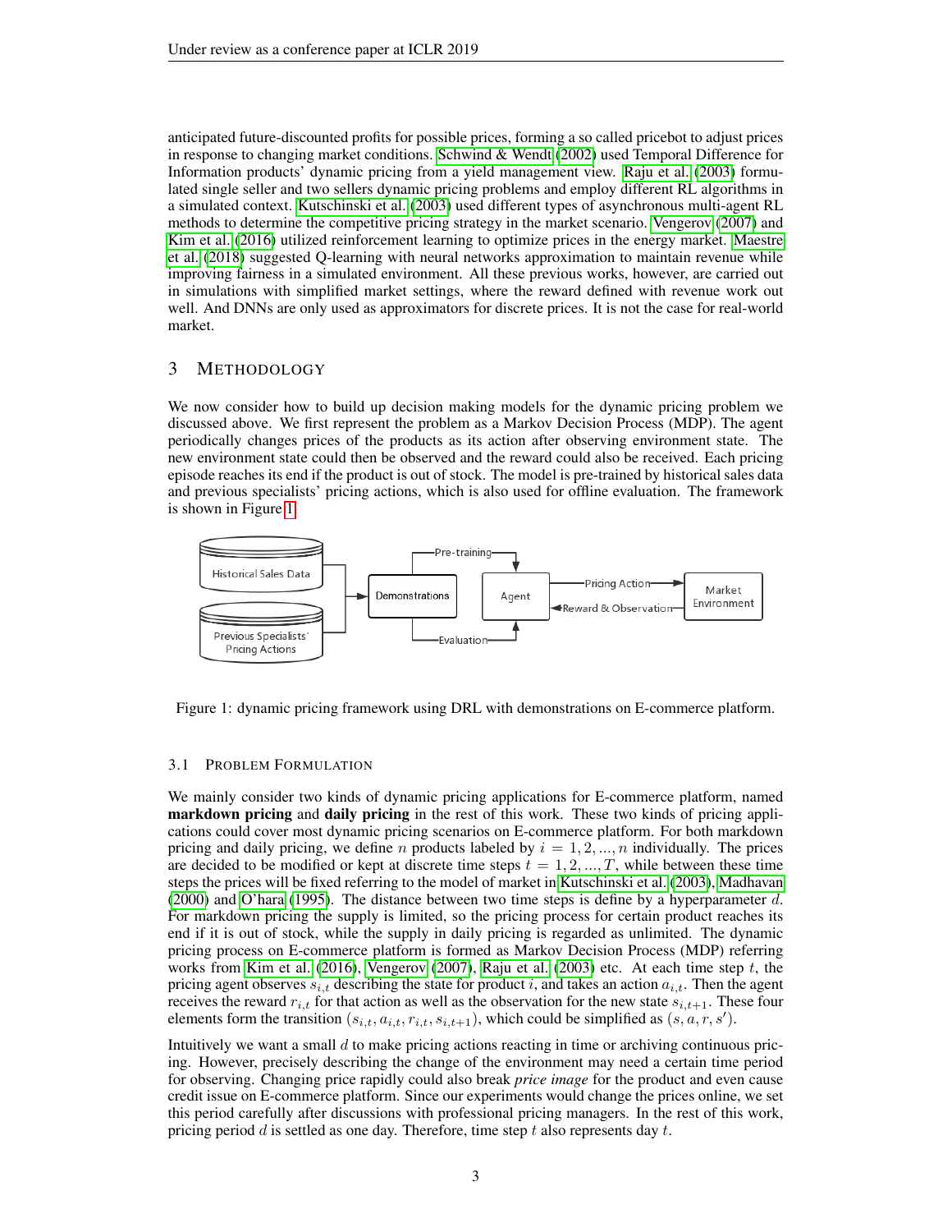anticipated future-discounted profits for possible prices, forming a so called pricebot to adjust prices in response to changing market conditions. Schwind & Wendt (2002) used Temporal Difference for Information products' dynamic pricing from a yield management view. Raju et al. (2003) formulated single seller and two sellers dynamic pricing problems and employ different RL algorithms in a simulated context. Kutschinski et al. (2003) used different types of asynchronous multi-agent RL methods to determine the competitive pricing strategy in the market scenario. Vengerov (2007) and Kim et al. (2016) utilized reinforcement learning to optimize prices in the energy market. Maestre et al. (2018) suggested Q-learning with neural networks approximation to maintain revenue while improving fairness in a simulated environment. All these previous works, however, are carried out in simulations with simplified market settings, where the reward defined with revenue work out well. And DNNs are only used as approximators for discrete prices. It is not the case for real-world market.

## 3 METHODOLOGY

We now consider how to build up decision making models for the dynamic pricing problem we discussed above. We first represent the problem as a Markov Decision Process (MDP). The agent periodically changes prices of the products as its action after observing environment state. The new environment state could then be observed and the reward could also be received. Each pricing episode reaches its end if the product is out of stock. The model is pre-trained by historical sales data and previous specialists' pricing actions, which is also used for offline evaluation. The framework is shown in Figure 1.

Figure 1: dynamic pricing framework using DRL with demonstrations on E-commerce platform.

### 3.1 PROBLEM FORMULATION

We mainly consider two kinds of dynamic pricing applications for E-commerce platform, named **markdown pricing** and **daily pricing** in the rest of this work. These two kinds of pricing applications could cover most dynamic pricing scenarios on E-commerce platform. For both markdown pricing and daily pricing, we define $n$ products labeled by $i = 1, 2, ..., n$ individually. The prices are decided to be modified or kept at discrete time steps $t = 1, 2, ..., T$, while between these time steps the prices will be fixed referring to the model of market in Kutschinski et al. (2003), Madhavan (2000) and O'hara (1995). The distance between two time steps is define by a hyperparameter $d$. For markdown pricing the supply is limited, so the pricing process for certain product reaches its end if it is out of stock, while the supply in daily pricing is regarded as unlimited. The dynamic pricing process on E-commerce platform is formed as Markov Decision Process (MDP) referring works from Kim et al. (2016), Vengerov (2007), Raju et al. (2003) etc. At each time step $t$, the pricing agent observes $s_{i,t}$ describing the state for product $i$, and takes an action $a_{i,t}$. Then the agent receives the reward $r_{i,t}$ for that action as well as the observation for the new state $s_{i,t+1}$. These four elements form the transition $(s_{i,t}, a_{i,t}, r_{i,t}, s_{i,t+1})$, which could be simplified as $(s, a, r, s')$.

Intuitively we want a small $d$ to make pricing actions reacting in time or archiving continuous pricing. However, precisely describing the change of the environment may need a certain time period for observing. Changing price rapidly could also break *price image* for the product and even cause credit issue on E-commerce platform. Since our experiments would change the prices online, we set this period carefully after discussions with professional pricing managers. In the rest of this work, pricing period $d$ is settled as one day. Therefore, time step $t$ also represents day $t$.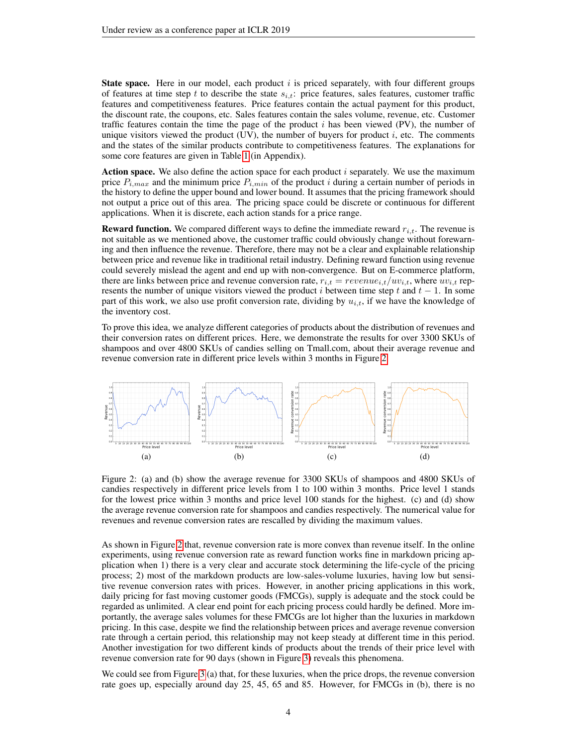**State space.** Here in our model, each product $i$ is priced separately, with four different groups of features at time step $t$ to describe the state $s_{i,t}$: price features, sales features, customer traffic features and competitiveness features. Price features contain the actual payment for this product, the discount rate, the coupons, etc. Sales features contain the sales volume, revenue, etc. Customer traffic features contain the time the page of the product $i$ has been viewed (PV), the number of unique visitors viewed the product (UV), the number of buyers for product $i$, etc. The comments and the states of the similar products contribute to competitiveness features. The explanations for some core features are given in Table 1 (in Appendix).

**Action space.** We also define the action space for each product $i$ separately. We use the maximum price $P_{i,max}$ and the minimum price $P_{i,min}$ of the product $i$ during a certain number of periods in the history to define the upper bound and lower bound. It assumes that the pricing framework should not output a price out of this area. The pricing space could be discrete or continuous for different applications. When it is discrete, each action stands for a price range.

**Reward function.** We compared different ways to define the immediate reward $r_{i,t}$. The revenue is not suitable as we mentioned above, the customer traffic could obviously change without forewarning and then influence the revenue. Therefore, there may not be a clear and explainable relationship between price and revenue like in traditional retail industry. Defining reward function using revenue could severely mislead the agent and end up with non-convergence. But on E-commerce platform, there are links between price and revenue conversion rate, $r_{i,t} = revenue_{i,t}/uv_{i,t}$, where $uv_{i,t}$ represents the number of unique visitors viewed the product $i$ between time step $t$ and $t-1$. In some part of this work, we also use profit conversion rate, dividing by $u_{i,t}$, if we have the knowledge of the inventory cost.

To prove this idea, we analyze different categories of products about the distribution of revenues and their conversion rates on different prices. Here, we demonstrate the results for over 3300 SKUs of shampoos and over 4800 SKUs of candies selling on Tmall.com, about their average revenue and revenue conversion rate in different price levels within 3 months in Figure 2.

Figure 2: (a) and (b) show the average revenue for 3300 SKUs of shampoos and 4800 SKUs of candies respectively in different price levels from 1 to 100 within 3 months. Price level 1 stands for the lowest price within 3 months and price level 100 stands for the highest. (c) and (d) show the average revenue conversion rate for shampoos and candies respectively. The numerical value for revenues and revenue conversion rates are rescalled by dividing the maximum values.

As shown in Figure 2 that, revenue conversion rate is more convex than revenue itself. In the online experiments, using revenue conversion rate as reward function works fine in markdown pricing application when 1) there is a very clear and accurate stock determining the life-cycle of the pricing process; 2) most of the markdown products are low-sales-volume luxuries, having low but sensitive revenue conversion rates with prices. However, in another pricing applications in this work, daily pricing for fast moving customer goods (FMCGs), supply is adequate and the stock could be regarded as unlimited. A clear end point for each pricing process could hardly be defined. More importantly, the average sales volumes for these FMCGs are lot higher than the luxuries in markdown pricing. In this case, despite we find the relationship between prices and average revenue conversion rate through a certain period, this relationship may not keep steady at different time in this period. Another investigation for two different kinds of products about the trends of their price level with revenue conversion rate for 90 days (shown in Figure 3) reveals this phenomena.

We could see from Figure 3 (a) that, for these luxuries, when the price drops, the revenue conversion rate goes up, especially around day 25, 45, 65 and 85. However, for FMCGs in (b), there is no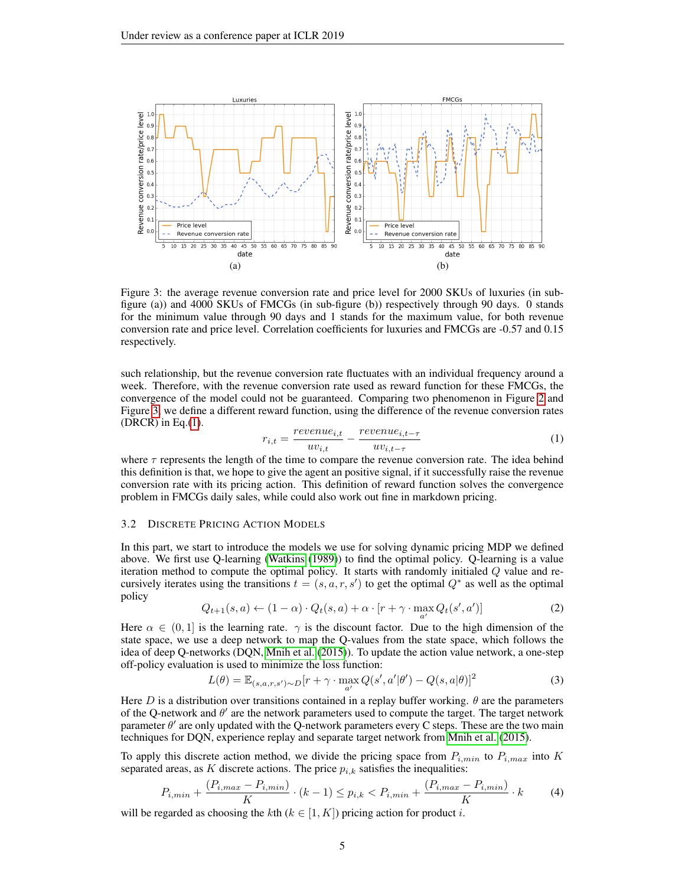Figure 3: the average revenue conversion rate and price level for 2000 SKUs of luxuries (in sub-figure (a)) and 4000 SKUs of FMCGs (in sub-figure (b)) respectively through 90 days. 0 stands for the minimum value through 90 days and 1 stands for the maximum value, for both revenue conversion rate and price level. Correlation coefficients for luxuries and FMCGs are -0.57 and 0.15 respectively.

such relationship, but the revenue conversion rate fluctuates with an individual frequency around a week. Therefore, with the revenue conversion rate used as reward function for these FMCGs, the convergence of the model could not be guaranteed. Comparing two phenomenon in Figure 2 and Figure 3, we define a different reward function, using the difference of the revenue conversion rates (DRCR) in Eq.(1).

$$r_{i,t} = \frac{revenue_{i,t}}{uv_{i,t}} - \frac{revenue_{i,t-\tau}}{uv_{i,t-\tau}} \tag{1}$$

where $\tau$ represents the length of the time to compare the revenue conversion rate. The idea behind this definition is that, we hope to give the agent an positive signal, if it successfully raise the revenue conversion rate with its pricing action. This definition of reward function solves the convergence problem in FMCGs daily sales, while could also work out fine in markdown pricing.

### 3.2 Discrete Pricing Action Models

In this part, we start to introduce the models we use for solving dynamic pricing MDP we defined above. We first use Q-learning (Watkins (1989)) to find the optimal policy. Q-learning is a value iteration method to compute the optimal policy. It starts with randomly initialed $Q$ value and recursively iterates using the transitions $t = (s, a, r, s')$ to get the optimal $Q^*$ as well as the optimal policy

$$Q_{t+1}(s,a) \leftarrow (1-\alpha) \cdot Q_t(s,a) + \alpha \cdot [r + \gamma \cdot \max_{a'} Q_t(s', a')] \tag{2}$$

Here $\alpha \in (0, 1]$ is the learning rate. $\gamma$ is the discount factor. Due to the high dimension of the state space, we use a deep network to map the Q-values from the state space, which follows the idea of deep Q-networks (DQN, Mnih et al. (2015)). To update the action value network, a one-step off-policy evaluation is used to minimize the loss function:

$$L(\theta) = \mathbb{E}_{(s,a,r,s') \sim D}[r + \gamma \cdot \max_{a'} Q(s', a'|\theta') - Q(s, a|\theta)]^2 \tag{3}$$

Here $D$ is a distribution over transitions contained in a replay buffer working. $\theta$ are the parameters of the Q-network and $\theta'$ are the network parameters used to compute the target. The target network parameter $\theta'$ are only updated with the Q-network parameters every C steps. These are the two main techniques for DQN, experience replay and separate target network from Mnih et al. (2015).

To apply this discrete action method, we divide the pricing space from $P_{i,min}$ to $P_{i,max}$ into $K$ separated areas, as $K$ discrete actions. The price $p_{i,k}$ satisfies the inequalities:

$$P_{i,min} + \frac{(P_{i,max} - P_{i,min})}{K} \cdot (k-1) \leq p_{i,k} < P_{i,min} + \frac{(P_{i,max} - P_{i,min})}{K} \cdot k \tag{4}$$

will be regarded as choosing the $k$th ($k \in [1, K]$) pricing action for product $i$.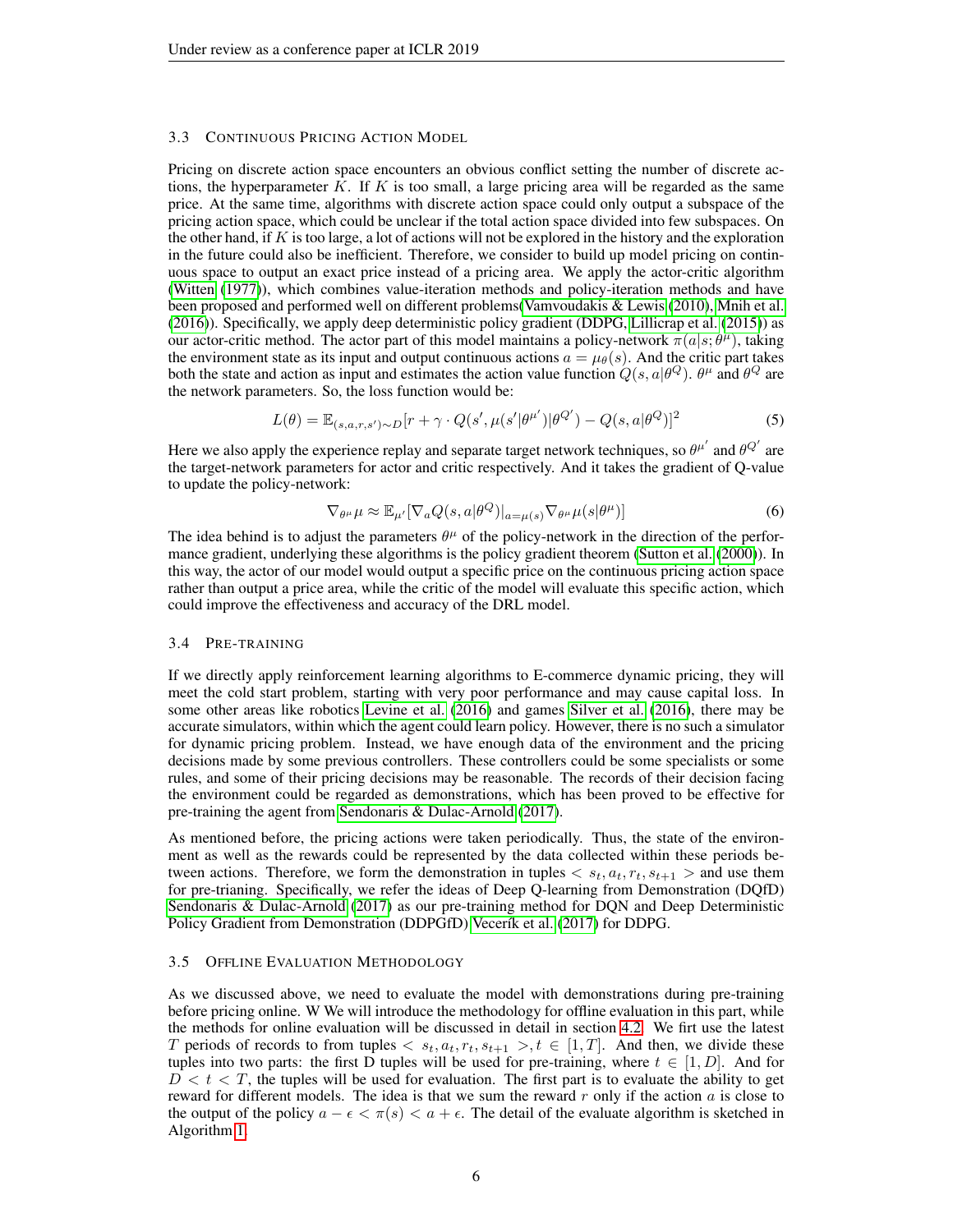### 3.3 Continuous Pricing Action Model

Pricing on discrete action space encounters an obvious conflict setting the number of discrete actions, the hyperparameter $K$. If $K$ is too small, a large pricing area will be regarded as the same price. At the same time, algorithms with discrete action space could only output a subspace of the pricing action space, which could be unclear if the total action space divided into few subspaces. On the other hand, if $K$ is too large, a lot of actions will not be explored in the history and the exploration in the future could also be inefficient. Therefore, we consider to build up model pricing on continuous space to output an exact price instead of a pricing area. We apply the actor-critic algorithm (Witten (1977)), which combines value-iteration methods and policy-iteration methods and have been proposed and performed well on different problems(Vamvoudakis & Lewis (2010), Mnih et al. (2016)). Specifically, we apply deep deterministic policy gradient (DDPG, Lillicrap et al. (2015)) as our actor-critic method. The actor part of this model maintains a policy-network $\pi(a|s;\theta^{\mu})$, taking the environment state as its input and output continuous actions $a = \mu_{\theta}(s)$. And the critic part takes both the state and action as input and estimates the action value function $Q(s, a|\theta^{Q})$. $\theta^{\mu}$ and $\theta^{Q}$ are the network parameters. So, the loss function would be:

$$L(\theta) = \mathbb{E}_{(s,a,r,s')\sim D}[r + \gamma \cdot Q(s', \mu(s'|\theta^{\mu'})|\theta^{Q'}) - Q(s, a|\theta^{Q})]^2 \tag{5}$$

Here we also apply the experience replay and separate target network techniques, so $\theta^{\mu'}$ and $\theta^{Q'}$ are the target-network parameters for actor and critic respectively. And it takes the gradient of Q-value to update the policy-network:

$$\nabla_{\theta^{\mu}}\mu \approx \mathbb{E}_{\mu'}[\nabla_{a}Q(s, a|\theta^{Q})|_{a=\mu(s)}\nabla_{\theta^{\mu}}\mu(s|\theta^{\mu})] \tag{6}$$

The idea behind is to adjust the parameters $\theta^{\mu}$ of the policy-network in the direction of the performance gradient, underlying these algorithms is the policy gradient theorem (Sutton et al. (2000)). In this way, the actor of our model would output a specific price on the continuous pricing action space rather than output a price area, while the critic of the model will evaluate this specific action, which could improve the effectiveness and accuracy of the DRL model.

### 3.4 Pre-training

If we directly apply reinforcement learning algorithms to E-commerce dynamic pricing, they will meet the cold start problem, starting with very poor performance and may cause capital loss. In some other areas like robotics Levine et al. (2016) and games Silver et al. (2016), there may be accurate simulators, within which the agent could learn policy. However, there is no such a simulator for dynamic pricing problem. Instead, we have enough data of the environment and the pricing decisions made by some previous controllers. These controllers could be some specialists or some rules, and some of their pricing decisions may be reasonable. The records of their decision facing the environment could be regarded as demonstrations, which has been proved to be effective for pre-training the agent from Sendonaris & Dulac-Arnold (2017).

As mentioned before, the pricing actions were taken periodically. Thus, the state of the environment as well as the rewards could be represented by the data collected within these periods between actions. Therefore, we form the demonstration in tuples $< s_t, a_t, r_t, s_{t+1} >$ and use them for pre-trianing. Specifically, we refer the ideas of Deep Q-learning from Demonstration (DQfD) Sendonaris & Dulac-Arnold (2017) as our pre-training method for DQN and Deep Deterministic Policy Gradient from Demonstration (DDPGfD) Vecerík et al. (2017) for DDPG.

### 3.5 Offline Evaluation Methodology

As we discussed above, we need to evaluate the model with demonstrations during pre-training before pricing online. W We will introduce the methodology for offline evaluation in this part, while the methods for online evaluation will be discussed in detail in section 4.2. We firt use the latest $T$ periods of records to from tuples $< s_t, a_t, r_t, s_{t+1} >, t \in [1, T]$. And then, we divide these tuples into two parts: the first D tuples will be used for pre-training, where $t \in [1, D]$. And for $D < t < T$, the tuples will be used for evaluation. The first part is to evaluate the ability to get reward for different models. The idea is that we sum the reward $r$ only if the action $a$ is close to the output of the policy $a - \epsilon < \pi(s) < a + \epsilon$. The detail of the evaluate algorithm is sketched in Algorithm 1.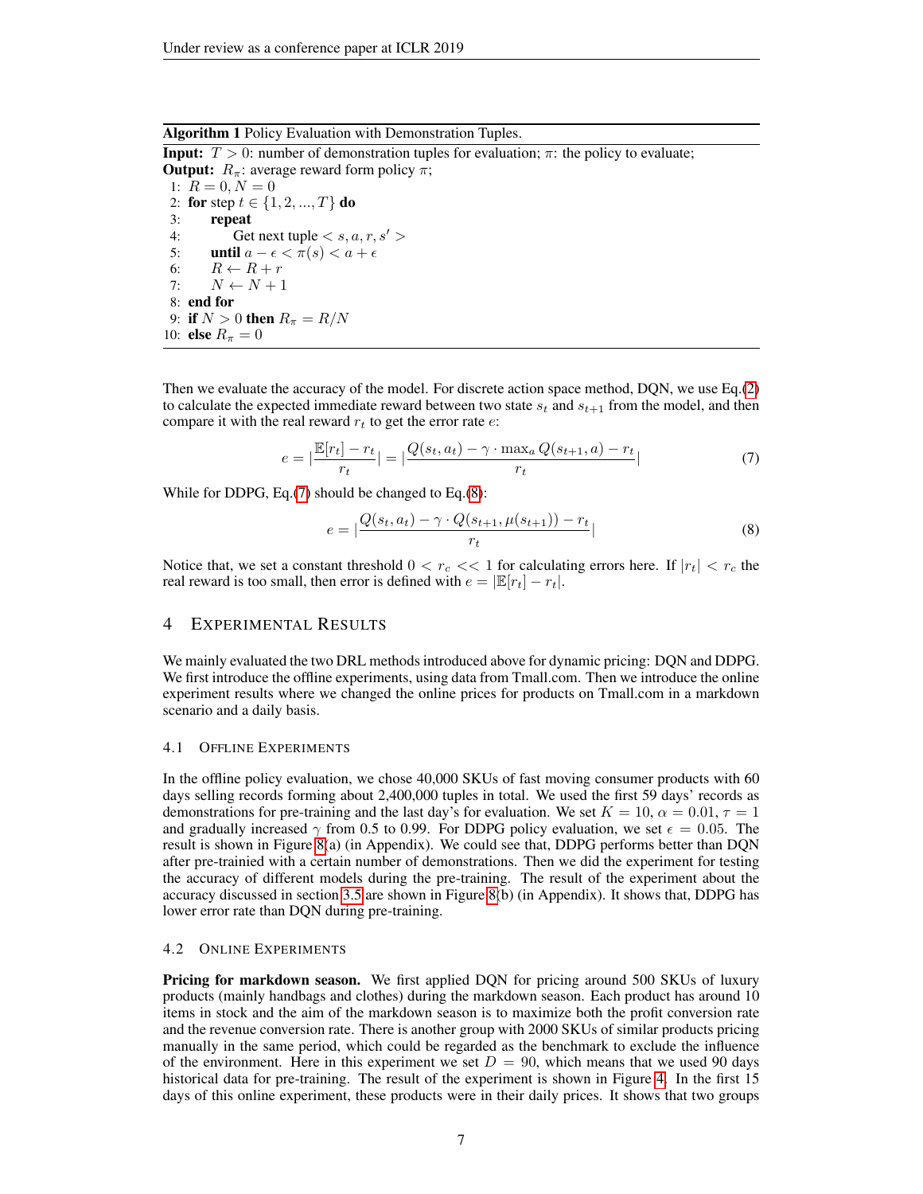**Algorithm 1** Policy Evaluation with Demonstration Tuples.

**Input:** $T > 0$: number of demonstration tuples for evaluation; $\pi$: the policy to evaluate;
**Output:** $R_\pi$: average reward form policy $\pi$;

```
1: R = 0, N = 0
2: for step t ∈ {1, 2, ..., T} do
3:     repeat
4:         Get next tuple < s, a, r, s' >
5:     until a − ε < π(s) < a + ε
6:     R ← R + r
7:     N ← N + 1
8: end for
9: if N > 0 then R_π = R/N
10: else R_π = 0
```

Then we evaluate the accuracy of the model. For discrete action space method, DQN, we use Eq.(2) to calculate the expected immediate reward between two state $s_t$ and $s_{t+1}$ from the model, and then compare it with the real reward $r_t$ to get the error rate $e$:

$$e = |\frac{\mathbb{E}[r_t] - r_t}{r_t}| = |\frac{Q(s_t, a_t) - \gamma \cdot \max_a Q(s_{t+1}, a) - r_t}{r_t}| \tag{7}$$

While for DDPG, Eq.(7) should be changed to Eq.(8):

$$e = |\frac{Q(s_t, a_t) - \gamma \cdot Q(s_{t+1}, \mu(s_{t+1})) - r_t}{r_t}| \tag{8}$$

Notice that, we set a constant threshold $0 < r_c << 1$ for calculating errors here. If $|r_t| < r_c$ the real reward is too small, then error is defined with $e = |\mathbb{E}[r_t] - r_t|$.

# 4 Experimental Results

We mainly evaluated the two DRL methods introduced above for dynamic pricing: DQN and DDPG. We first introduce the offline experiments, using data from Tmall.com. Then we introduce the online experiment results where we changed the online prices for products on Tmall.com in a markdown scenario and a daily basis.

## 4.1 Offline Experiments

In the offline policy evaluation, we chose 40,000 SKUs of fast moving consumer products with 60 days selling records forming about 2,400,000 tuples in total. We used the first 59 days' records as demonstrations for pre-training and the last day's for evaluation. We set $K = 10$, $\alpha = 0.01$, $\tau = 1$ and gradually increased $\gamma$ from 0.5 to 0.99. For DDPG policy evaluation, we set $\epsilon = 0.05$. The result is shown in Figure 8(a) (in Appendix). We could see that, DDPG performs better than DQN after pre-trainied with a certain number of demonstrations. Then we did the experiment for testing the accuracy of different models during the pre-training. The result of the experiment about the accuracy discussed in section 3.5 are shown in Figure 8(b) (in Appendix). It shows that, DDPG has lower error rate than DQN during pre-training.

## 4.2 Online Experiments

**Pricing for markdown season.** We first applied DQN for pricing around 500 SKUs of luxury products (mainly handbags and clothes) during the markdown season. Each product has around 10 items in stock and the aim of the markdown season is to maximize both the profit conversion rate and the revenue conversion rate. There is another group with 2000 SKUs of similar products pricing manually in the same period, which could be regarded as the benchmark to exclude the influence of the environment. Here in this experiment we set $D = 90$, which means that we used 90 days historical data for pre-training. The result of the experiment is shown in Figure 4. In the first 15 days of this online experiment, these products were in their daily prices. It shows that two groups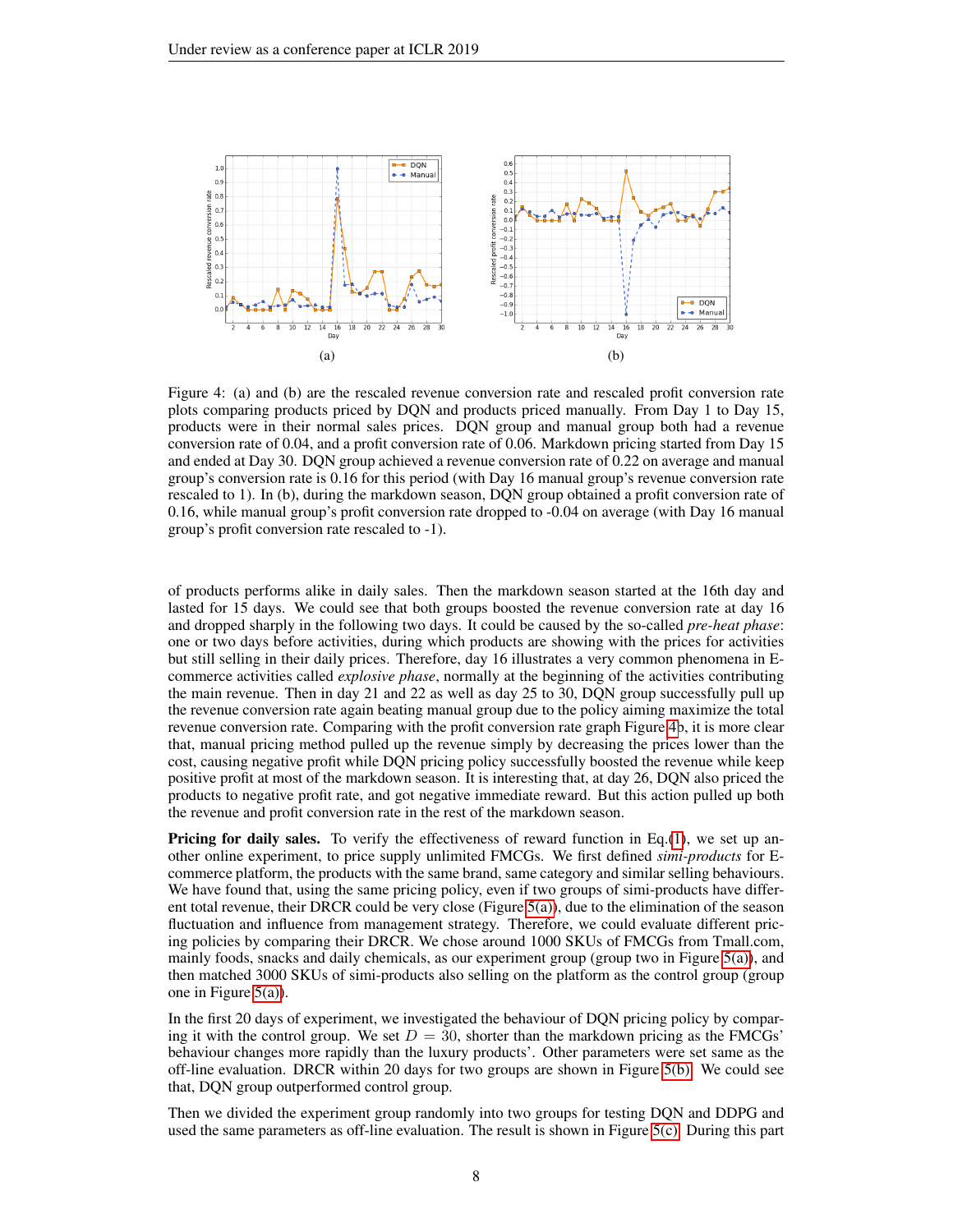(a)

(b)

Figure 4: (a) and (b) are the rescaled revenue conversion rate and rescaled profit conversion rate plots comparing products priced by DQN and products priced manually. From Day 1 to Day 15, products were in their normal sales prices. DQN group and manual group both had a revenue conversion rate of 0.04, and a profit conversion rate of 0.06. Markdown pricing started from Day 15 and ended at Day 30. DQN group achieved a revenue conversion rate of 0.22 on average and manual group's conversion rate is 0.16 for this period (with Day 16 manual group's revenue conversion rate rescaled to 1). In (b), during the markdown season, DQN group obtained a profit conversion rate of 0.16, while manual group's profit conversion rate dropped to -0.04 on average (with Day 16 manual group's profit conversion rate rescaled to -1).

of products performs alike in daily sales. Then the markdown season started at the 16th day and lasted for 15 days. We could see that both groups boosted the revenue conversion rate at day 16 and dropped sharply in the following two days. It could be caused by the so-called *pre-heat phase*: one or two days before activities, during which products are showing with the prices for activities but still selling in their daily prices. Therefore, day 16 illustrates a very common phenomena in E-commerce activities called *explosive phase*, normally at the beginning of the activities contributing the main revenue. Then in day 21 and 22 as well as day 25 to 30, DQN group successfully pull up the revenue conversion rate again beating manual group due to the policy aiming maximize the total revenue conversion rate. Comparing with the profit conversion rate graph Figure 4b, it is more clear that, manual pricing method pulled up the revenue simply by decreasing the prices lower than the cost, causing negative profit while DQN pricing policy successfully boosted the revenue while keep positive profit at most of the markdown season. It is interesting that, at day 26, DQN also priced the products to negative profit rate, and got negative immediate reward. But this action pulled up both the revenue and profit conversion rate in the rest of the markdown season.

**Pricing for daily sales.** To verify the effectiveness of reward function in Eq.(1), we set up another online experiment, to price supply unlimited FMCGs. We first defined *simi-products* for E-commerce platform, the products with the same brand, same category and similar selling behaviours. We have found that, using the same pricing policy, even if two groups of simi-products have different total revenue, their DRCR could be very close (Figure 5(a)), due to the elimination of the season fluctuation and influence from management strategy. Therefore, we could evaluate different pricing policies by comparing their DRCR. We chose around 1000 SKUs of FMCGs from Tmall.com, mainly foods, snacks and daily chemicals, as our experiment group (group two in Figure 5(a)), and then matched 3000 SKUs of simi-products also selling on the platform as the control group (group one in Figure 5(a)).

In the first 20 days of experiment, we investigated the behaviour of DQN pricing policy by comparing it with the control group. We set $D = 30$, shorter than the markdown pricing as the FMCGs' behaviour changes more rapidly than the luxury products'. Other parameters were set same as the off-line evaluation. DRCR within 20 days for two groups are shown in Figure 5(b). We could see that, DQN group outperformed control group.

Then we divided the experiment group randomly into two groups for testing DQN and DDPG and used the same parameters as off-line evaluation. The result is shown in Figure 5(c). During this part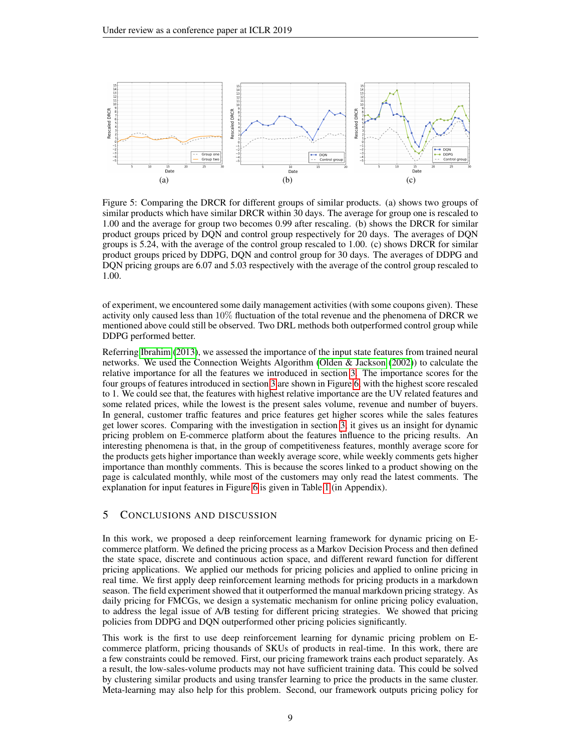Figure 5: Comparing the DRCR for different groups of similar products. (a) shows two groups of similar products which have similar DRCR within 30 days. The average for group one is rescaled to 1.00 and the average for group two becomes 0.99 after rescaling. (b) shows the DRCR for similar product groups priced by DQN and control group respectively for 20 days. The averages of DQN groups is 5.24, with the average of the control group rescaled to 1.00. (c) shows DRCR for similar product groups priced by DDPG, DQN and control group for 30 days. The averages of DDPG and DQN pricing groups are 6.07 and 5.03 respectively with the average of the control group rescaled to 1.00.

of experiment, we encountered some daily management activities (with some coupons given). These activity only caused less than 10% fluctuation of the total revenue and the phenomena of DRCR we mentioned above could still be observed. Two DRL methods both outperformed control group while DDPG performed better.

Referring Ibrahim (2013), we assessed the importance of the input state features from trained neural networks. We used the Connection Weights Algorithm (Olden & Jackson (2002)) to calculate the relative importance for all the features we introduced in section 3. The importance scores for the four groups of features introduced in section 3 are shown in Figure 6, with the highest score rescaled to 1. We could see that, the features with highest relative importance are the UV related features and some related prices, while the lowest is the present sales volume, revenue and number of buyers. In general, customer traffic features and price features get higher scores while the sales features get lower scores. Comparing with the investigation in section 3, it gives us an insight for dynamic pricing problem on E-commerce platform about the features influence to the pricing results. An interesting phenomena is that, in the group of competitiveness features, monthly average score for the products gets higher importance than weekly average score, while weekly comments gets higher importance than monthly comments. This is because the scores linked to a product showing on the page is calculated monthly, while most of the customers may only read the latest comments. The explanation for input features in Figure 6 is given in Table 1 (in Appendix).

## 5 Conclusions and Discussion

In this work, we proposed a deep reinforcement learning framework for dynamic pricing on E-commerce platform. We defined the pricing process as a Markov Decision Process and then defined the state space, discrete and continuous action space, and different reward function for different pricing applications. We applied our methods for pricing policies and applied to online pricing in real time. We first apply deep reinforcement learning methods for pricing products in a markdown season. The field experiment showed that it outperformed the manual markdown pricing strategy. As daily pricing for FMCGs, we design a systematic mechanism for online pricing policy evaluation, to address the legal issue of A/B testing for different pricing strategies. We showed that pricing policies from DDPG and DQN outperformed other pricing policies significantly.

This work is the first to use deep reinforcement learning for dynamic pricing problem on E-commerce platform, pricing thousands of SKUs of products in real-time. In this work, there are a few constraints could be removed. First, our pricing framework trains each product separately. As a result, the low-sales-volume products may not have sufficient training data. This could be solved by clustering similar products and using transfer learning to price the products in the same cluster. Meta-learning may also help for this problem. Second, our framework outputs pricing policy for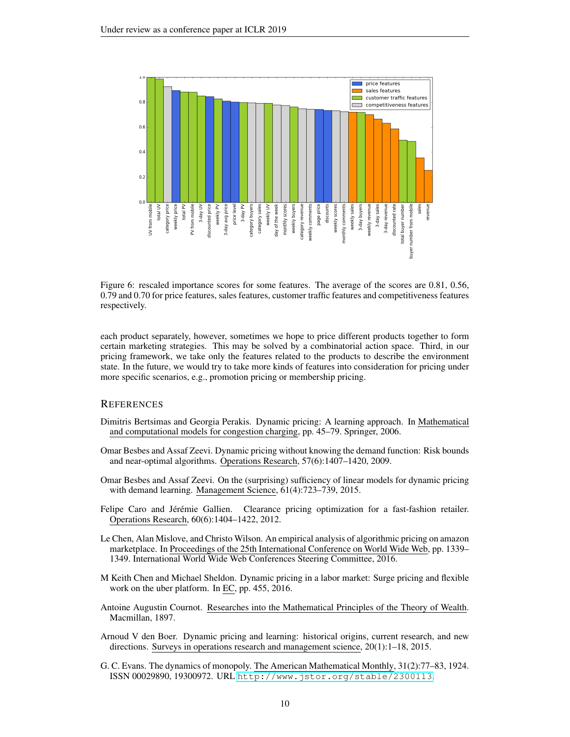Figure 6: rescaled importance scores for some features. The average of the scores are 0.81, 0.56, 0.79 and 0.70 for price features, sales features, customer traffic features and competitiveness features respectively.

each product separately, however, sometimes we hope to price different products together to form certain marketing strategies. This may be solved by a combinatorial action space. Third, in our pricing framework, we take only the features related to the products to describe the environment state. In the future, we would try to take more kinds of features into consideration for pricing under more specific scenarios, e.g., promotion pricing or membership pricing.

## REFERENCES

Dimitris Bertsimas and Georgia Perakis. Dynamic pricing: A learning approach. In Mathematical and computational models for congestion charging, pp. 45–79. Springer, 2006.

Omar Besbes and Assaf Zeevi. Dynamic pricing without knowing the demand function: Risk bounds and near-optimal algorithms. Operations Research, 57(6):1407–1420, 2009.

Omar Besbes and Assaf Zeevi. On the (surprising) sufficiency of linear models for dynamic pricing with demand learning. Management Science, 61(4):723–739, 2015.

Felipe Caro and Jérémie Gallien. Clearance pricing optimization for a fast-fashion retailer. Operations Research, 60(6):1404–1422, 2012.

Le Chen, Alan Mislove, and Christo Wilson. An empirical analysis of algorithmic pricing on amazon marketplace. In Proceedings of the 25th International Conference on World Wide Web, pp. 1339–1349. International World Wide Web Conferences Steering Committee, 2016.

M Keith Chen and Michael Sheldon. Dynamic pricing in a labor market: Surge pricing and flexible work on the uber platform. In EC, pp. 455, 2016.

Antoine Augustin Cournot. Researches into the Mathematical Principles of the Theory of Wealth. Macmillan, 1897.

Arnoud V den Boer. Dynamic pricing and learning: historical origins, current research, and new directions. Surveys in operations research and management science, 20(1):1–18, 2015.

G. C. Evans. The dynamics of monopoly. The American Mathematical Monthly, 31(2):77–83, 1924. ISSN 00029890, 19300972. URL http://www.jstor.org/stable/2300113.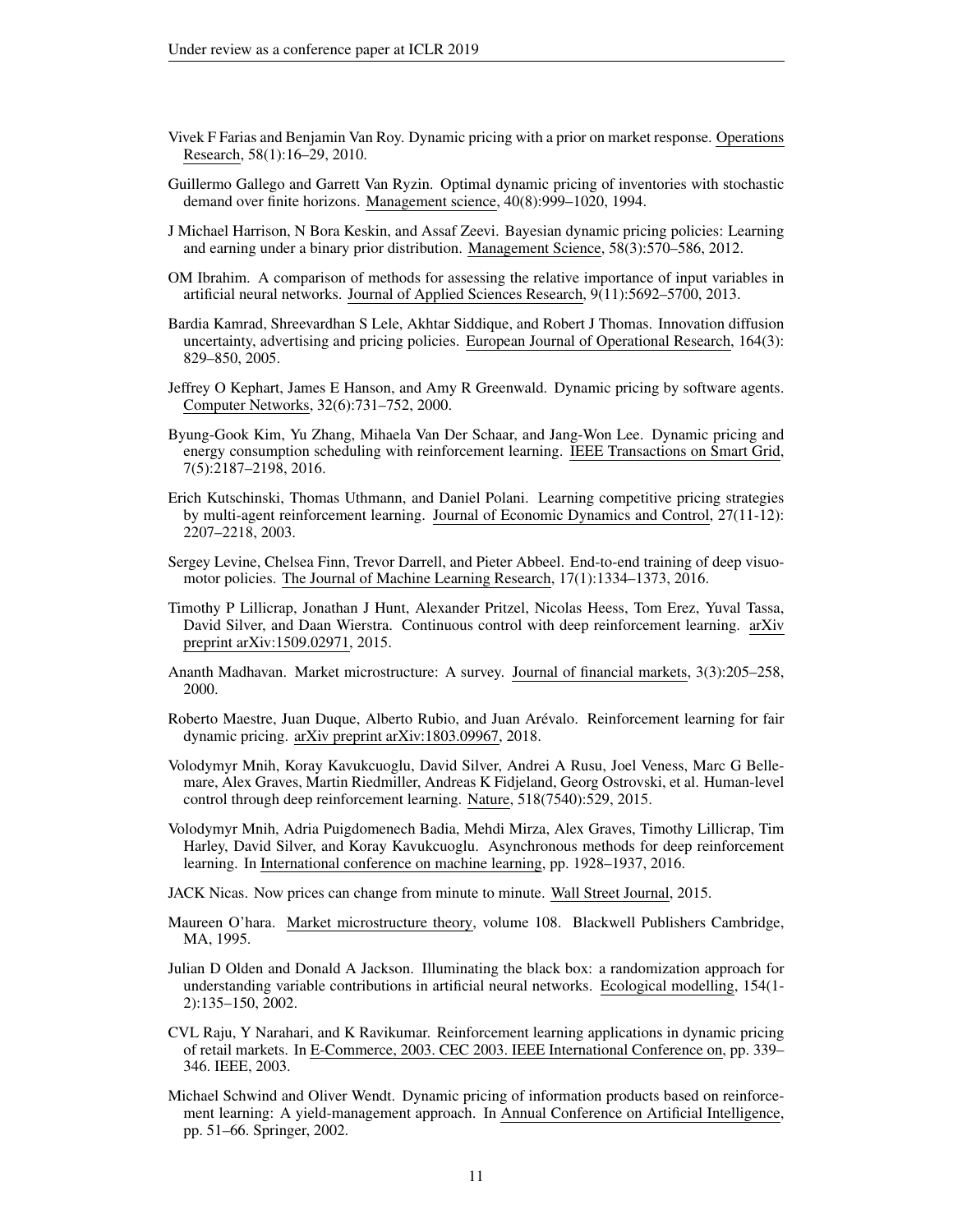Vivek F Farias and Benjamin Van Roy. Dynamic pricing with a prior on market response. Operations Research, 58(1):16–29, 2010.

Guillermo Gallego and Garrett Van Ryzin. Optimal dynamic pricing of inventories with stochastic demand over finite horizons. Management science, 40(8):999–1020, 1994.

J Michael Harrison, N Bora Keskin, and Assaf Zeevi. Bayesian dynamic pricing policies: Learning and earning under a binary prior distribution. Management Science, 58(3):570–586, 2012.

OM Ibrahim. A comparison of methods for assessing the relative importance of input variables in artificial neural networks. Journal of Applied Sciences Research, 9(11):5692–5700, 2013.

Bardia Kamrad, Shreevardhan S Lele, Akhtar Siddique, and Robert J Thomas. Innovation diffusion uncertainty, advertising and pricing policies. European Journal of Operational Research, 164(3): 829–850, 2005.

Jeffrey O Kephart, James E Hanson, and Amy R Greenwald. Dynamic pricing by software agents. Computer Networks, 32(6):731–752, 2000.

Byung-Gook Kim, Yu Zhang, Mihaela Van Der Schaar, and Jang-Won Lee. Dynamic pricing and energy consumption scheduling with reinforcement learning. IEEE Transactions on Smart Grid, 7(5):2187–2198, 2016.

Erich Kutschinski, Thomas Uthmann, and Daniel Polani. Learning competitive pricing strategies by multi-agent reinforcement learning. Journal of Economic Dynamics and Control, 27(11-12): 2207–2218, 2003.

Sergey Levine, Chelsea Finn, Trevor Darrell, and Pieter Abbeel. End-to-end training of deep visuomotor policies. The Journal of Machine Learning Research, 17(1):1334–1373, 2016.

Timothy P Lillicrap, Jonathan J Hunt, Alexander Pritzel, Nicolas Heess, Tom Erez, Yuval Tassa, David Silver, and Daan Wierstra. Continuous control with deep reinforcement learning. arXiv preprint arXiv:1509.02971, 2015.

Ananth Madhavan. Market microstructure: A survey. Journal of financial markets, 3(3):205–258, 2000.

Roberto Maestre, Juan Duque, Alberto Rubio, and Juan Arévalo. Reinforcement learning for fair dynamic pricing. arXiv preprint arXiv:1803.09967, 2018.

Volodymyr Mnih, Koray Kavukcuoglu, David Silver, Andrei A Rusu, Joel Veness, Marc G Bellemare, Alex Graves, Martin Riedmiller, Andreas K Fidjeland, Georg Ostrovski, et al. Human-level control through deep reinforcement learning. Nature, 518(7540):529, 2015.

Volodymyr Mnih, Adria Puigdomenech Badia, Mehdi Mirza, Alex Graves, Timothy Lillicrap, Tim Harley, David Silver, and Koray Kavukcuoglu. Asynchronous methods for deep reinforcement learning. In International conference on machine learning, pp. 1928–1937, 2016.

JACK Nicas. Now prices can change from minute to minute. Wall Street Journal, 2015.

Maureen O'hara. Market microstructure theory, volume 108. Blackwell Publishers Cambridge, MA, 1995.

Julian D Olden and Donald A Jackson. Illuminating the black box: a randomization approach for understanding variable contributions in artificial neural networks. Ecological modelling, 154(1-2):135–150, 2002.

CVL Raju, Y Narahari, and K Ravikumar. Reinforcement learning applications in dynamic pricing of retail markets. In E-Commerce, 2003. CEC 2003. IEEE International Conference on, pp. 339–346. IEEE, 2003.

Michael Schwind and Oliver Wendt. Dynamic pricing of information products based on reinforcement learning: A yield-management approach. In Annual Conference on Artificial Intelligence, pp. 51–66. Springer, 2002.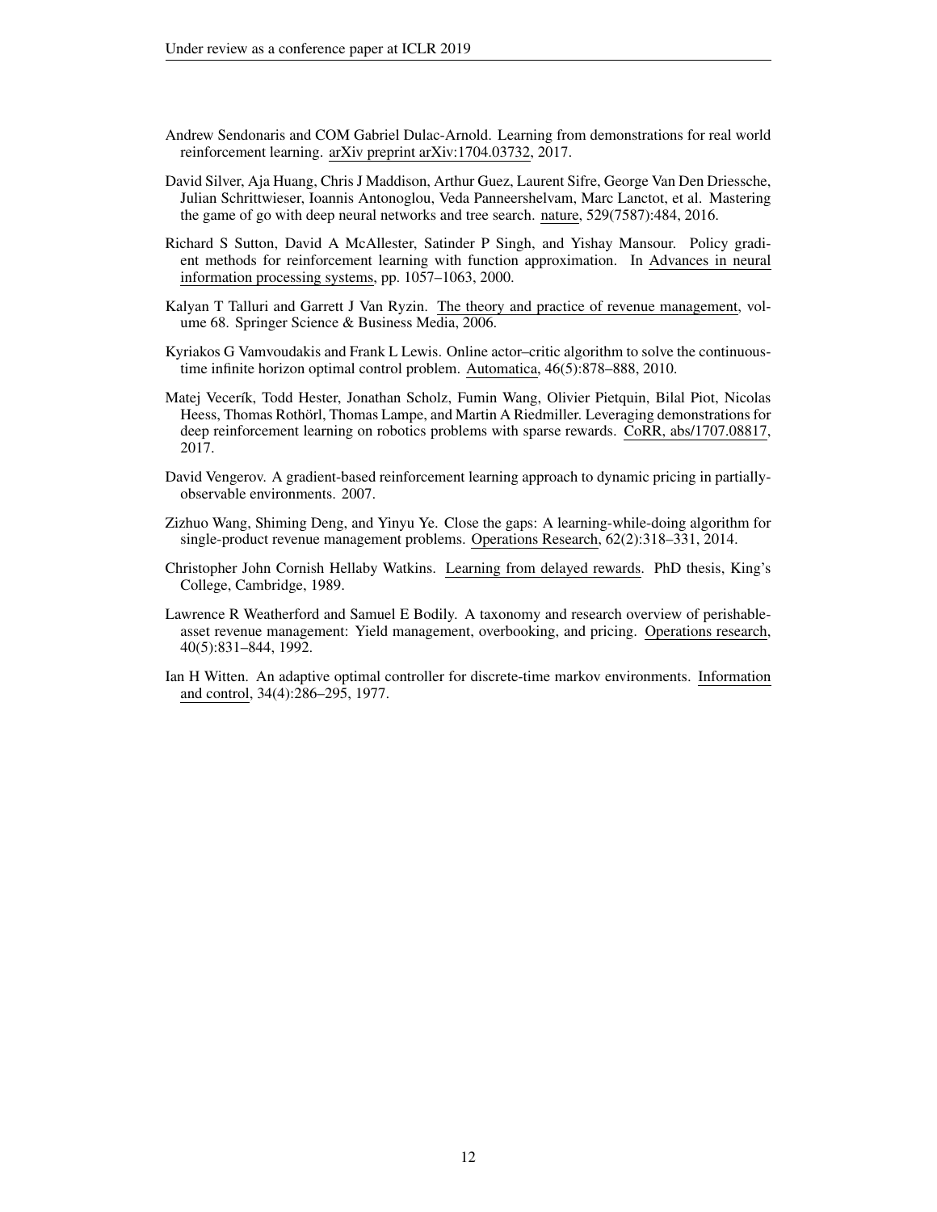Andrew Sendonaris and COM Gabriel Dulac-Arnold. Learning from demonstrations for real world reinforcement learning. arXiv preprint arXiv:1704.03732, 2017.

David Silver, Aja Huang, Chris J Maddison, Arthur Guez, Laurent Sifre, George Van Den Driessche, Julian Schrittwieser, Ioannis Antonoglou, Veda Panneershelvam, Marc Lanctot, et al. Mastering the game of go with deep neural networks and tree search. nature, 529(7587):484, 2016.

Richard S Sutton, David A McAllester, Satinder P Singh, and Yishay Mansour. Policy gradient methods for reinforcement learning with function approximation. In Advances in neural information processing systems, pp. 1057–1063, 2000.

Kalyan T Talluri and Garrett J Van Ryzin. The theory and practice of revenue management, volume 68. Springer Science & Business Media, 2006.

Kyriakos G Vamvoudakis and Frank L Lewis. Online actor–critic algorithm to solve the continuous-time infinite horizon optimal control problem. Automatica, 46(5):878–888, 2010.

Matej Vecerík, Todd Hester, Jonathan Scholz, Fumin Wang, Olivier Pietquin, Bilal Piot, Nicolas Heess, Thomas Rothörl, Thomas Lampe, and Martin A Riedmiller. Leveraging demonstrations for deep reinforcement learning on robotics problems with sparse rewards. CoRR, abs/1707.08817, 2017.

David Vengerov. A gradient-based reinforcement learning approach to dynamic pricing in partially-observable environments. 2007.

Zizhuo Wang, Shiming Deng, and Yinyu Ye. Close the gaps: A learning-while-doing algorithm for single-product revenue management problems. Operations Research, 62(2):318–331, 2014.

Christopher John Cornish Hellaby Watkins. Learning from delayed rewards. PhD thesis, King's College, Cambridge, 1989.

Lawrence R Weatherford and Samuel E Bodily. A taxonomy and research overview of perishable-asset revenue management: Yield management, overbooking, and pricing. Operations research, 40(5):831–844, 1992.

Ian H Witten. An adaptive optimal controller for discrete-time markov environments. Information and control, 34(4):286–295, 1977.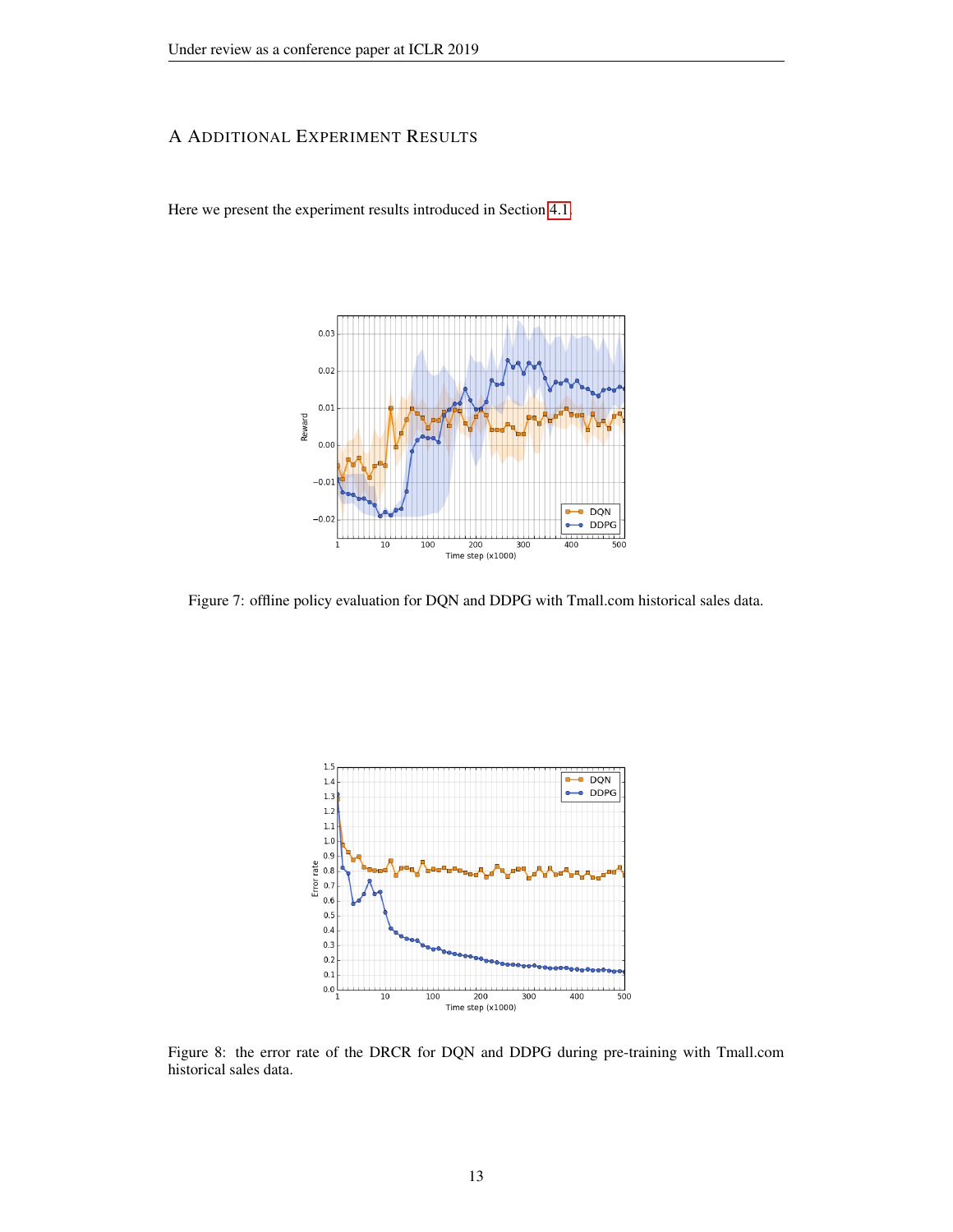# A Additional Experiment Results

Here we present the experiment results introduced in Section 4.1.

Figure 7: offline policy evaluation for DQN and DDPG with Tmall.com historical sales data.

Figure 8: the error rate of the DRCR for DQN and DDPG during pre-training with Tmall.com historical sales data.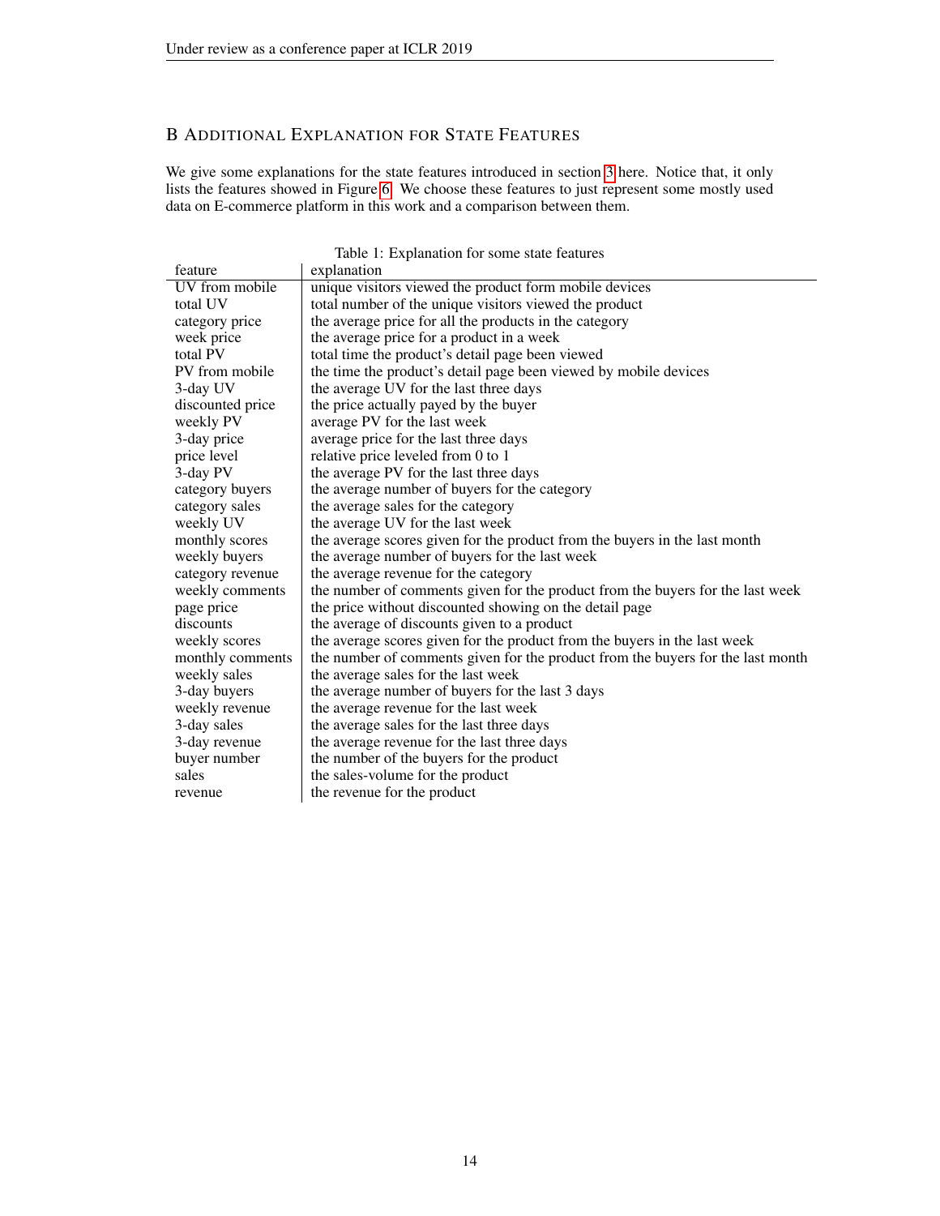## B Additional Explanation for State Features

We give some explanations for the state features introduced in section 3 here. Notice that, it only lists the features showed in Figure 6. We choose these features to just represent some mostly used data on E-commerce platform in this work and a comparison between them.

Table 1: Explanation for some state features

| feature | explanation |
|---|---|
| UV from mobile | unique visitors viewed the product form mobile devices |
| total UV | total number of the unique visitors viewed the product |
| category price | the average price for all the products in the category |
| week price | the average price for a product in a week |
| total PV | total time the product's detail page been viewed |
| PV from mobile | the time the product's detail page been viewed by mobile devices |
| 3-day UV | the average UV for the last three days |
| discounted price | the price actually payed by the buyer |
| weekly PV | average PV for the last week |
| 3-day price | average price for the last three days |
| price level | relative price leveled from 0 to 1 |
| 3-day PV | the average PV for the last three days |
| category buyers | the average number of buyers for the category |
| category sales | the average sales for the category |
| weekly UV | the average UV for the last week |
| monthly scores | the average scores given for the product from the buyers in the last month |
| weekly buyers | the average number of buyers for the last week |
| category revenue | the average revenue for the category |
| weekly comments | the number of comments given for the product from the buyers for the last week |
| page price | the price without discounted showing on the detail page |
| discounts | the average of discounts given to a product |
| weekly scores | the average scores given for the product from the buyers in the last week |
| monthly comments | the number of comments given for the product from the buyers for the last month |
| weekly sales | the average sales for the last week |
| 3-day buyers | the average number of buyers for the last 3 days |
| weekly revenue | the average revenue for the last week |
| 3-day sales | the average sales for the last three days |
| 3-day revenue | the average revenue for the last three days |
| buyer number | the number of the buyers for the product |
| sales | the sales-volume for the product |
| revenue | the revenue for the product |